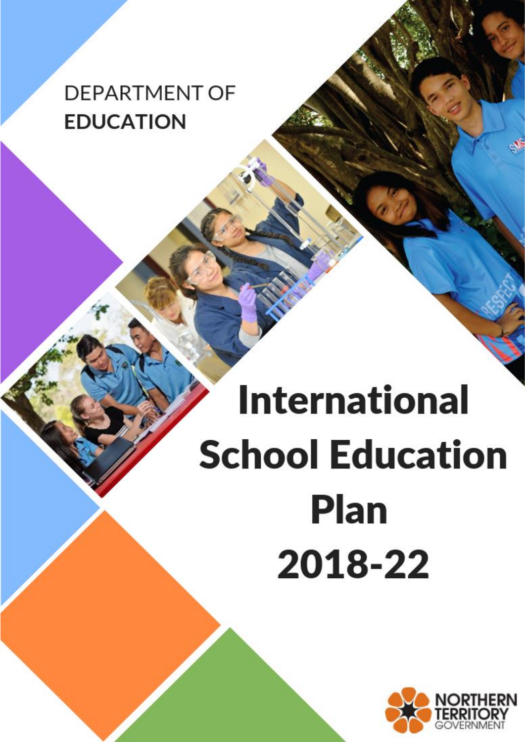DEPARTMENT OF
**EDUCATION**

# International School Education Plan 2018-22

NORTHERN TERRITORY GOVERNMENT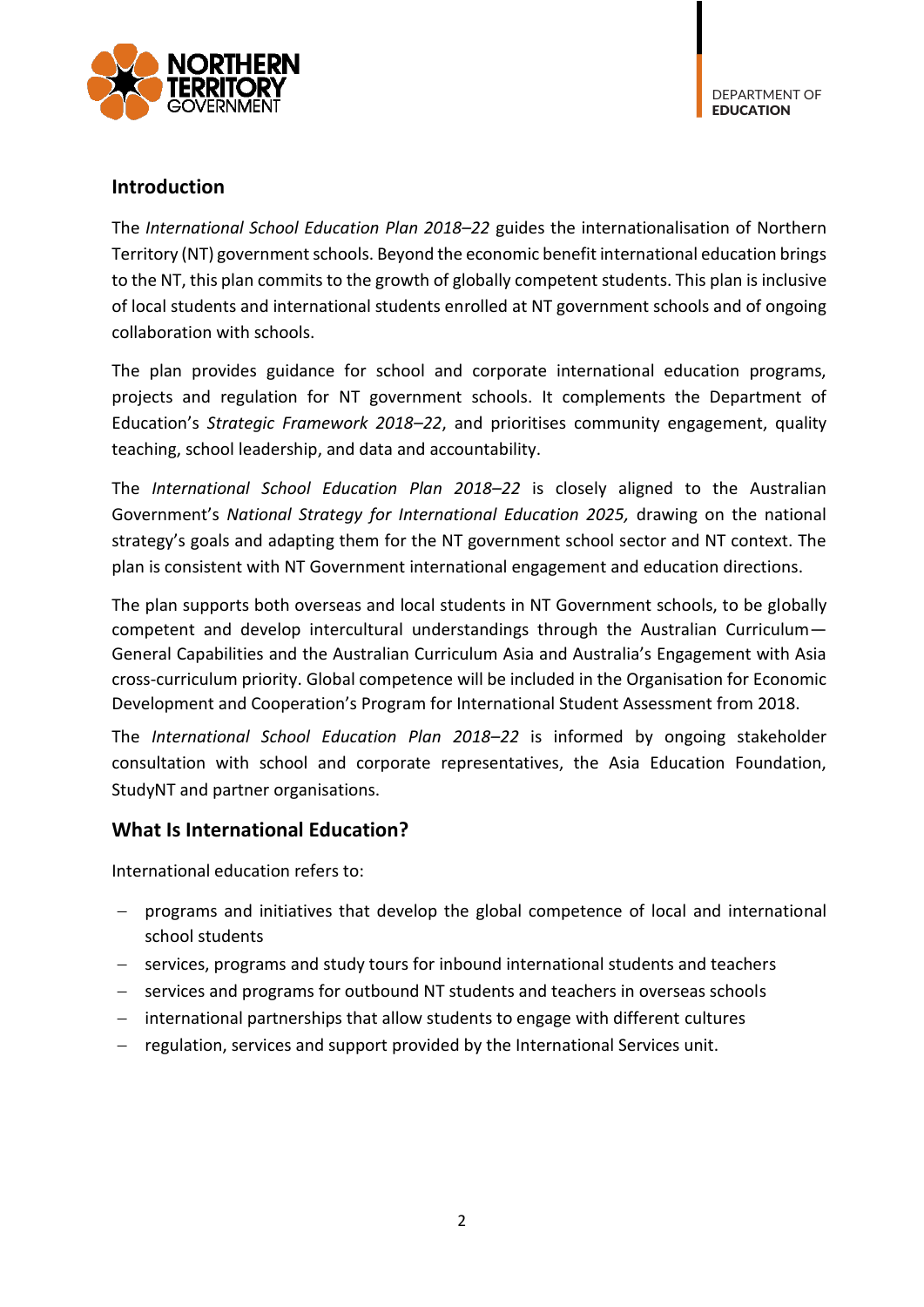## Introduction

The *International School Education Plan 2018–22* guides the internationalisation of Northern Territory (NT) government schools. Beyond the economic benefit international education brings to the NT, this plan commits to the growth of globally competent students. This plan is inclusive of local students and international students enrolled at NT government schools and of ongoing collaboration with schools.

The plan provides guidance for school and corporate international education programs, projects and regulation for NT government schools. It complements the Department of Education's *Strategic Framework 2018–22*, and prioritises community engagement, quality teaching, school leadership, and data and accountability.

The *International School Education Plan 2018–22* is closely aligned to the Australian Government's *National Strategy for International Education 2025,* drawing on the national strategy's goals and adapting them for the NT government school sector and NT context. The plan is consistent with NT Government international engagement and education directions.

The plan supports both overseas and local students in NT Government schools, to be globally competent and develop intercultural understandings through the Australian Curriculum—General Capabilities and the Australian Curriculum Asia and Australia's Engagement with Asia cross-curriculum priority. Global competence will be included in the Organisation for Economic Development and Cooperation's Program for International Student Assessment from 2018.

The *International School Education Plan 2018–22* is informed by ongoing stakeholder consultation with school and corporate representatives, the Asia Education Foundation, StudyNT and partner organisations.

## What Is International Education?

International education refers to:

- programs and initiatives that develop the global competence of local and international school students
- services, programs and study tours for inbound international students and teachers
- services and programs for outbound NT students and teachers in overseas schools
- international partnerships that allow students to engage with different cultures
- regulation, services and support provided by the International Services unit.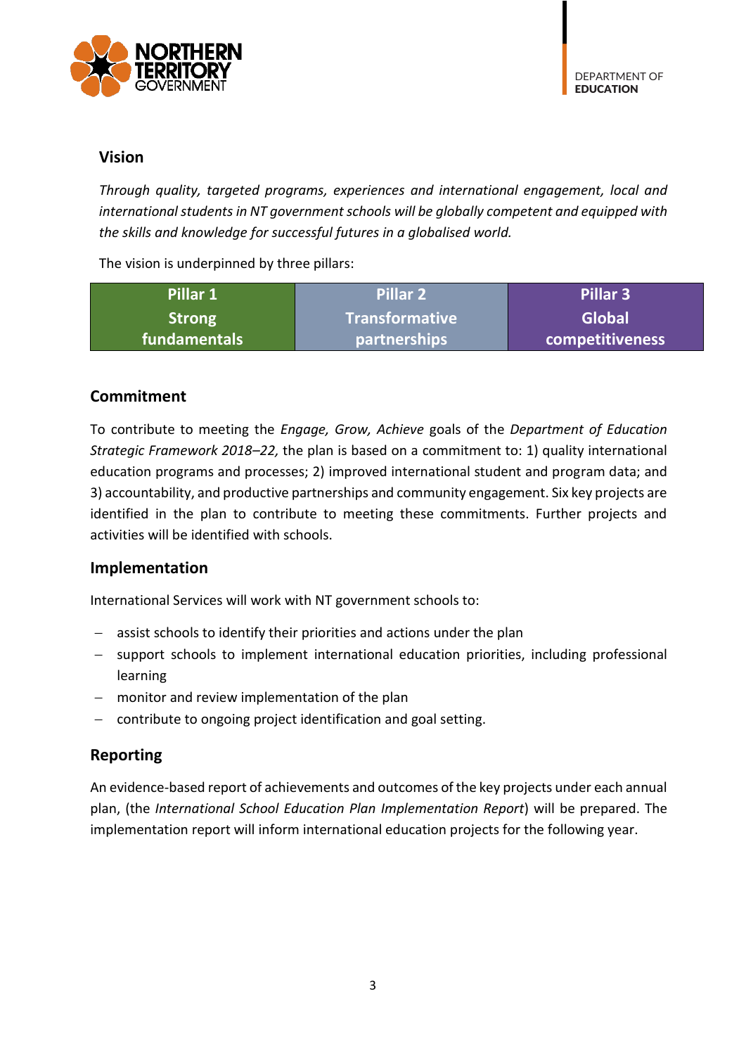## Vision

*Through quality, targeted programs, experiences and international engagement, local and international students in NT government schools will be globally competent and equipped with the skills and knowledge for successful futures in a globalised world.*

The vision is underpinned by three pillars:

| Pillar 1 Strong fundamentals | Pillar 2 Transformative partnerships | Pillar 3 Global competitiveness |
|---|---|---|

## Commitment

To contribute to meeting the *Engage, Grow, Achieve* goals of the *Department of Education Strategic Framework 2018–22,* the plan is based on a commitment to: 1) quality international education programs and processes; 2) improved international student and program data; and 3) accountability, and productive partnerships and community engagement. Six key projects are identified in the plan to contribute to meeting these commitments. Further projects and activities will be identified with schools.

## Implementation

International Services will work with NT government schools to:

- assist schools to identify their priorities and actions under the plan
- support schools to implement international education priorities, including professional learning
- monitor and review implementation of the plan
- contribute to ongoing project identification and goal setting.

## Reporting

An evidence-based report of achievements and outcomes of the key projects under each annual plan, (the *International School Education Plan Implementation Report*) will be prepared. The implementation report will inform international education projects for the following year.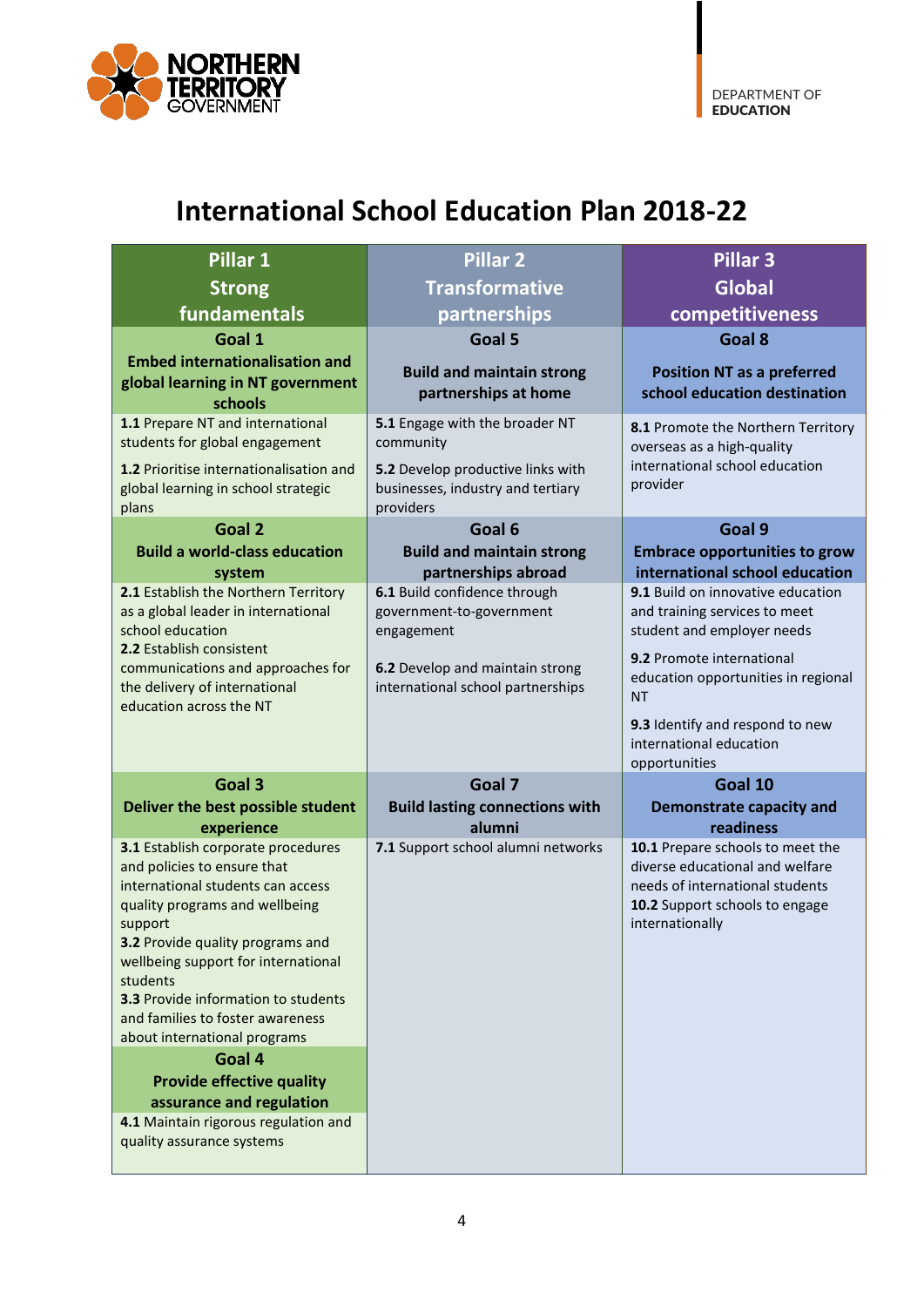NORTHERN TERRITORY GOVERNMENT

DEPARTMENT OF **EDUCATION**

# International School Education Plan 2018-22

| Pillar 1 Strong fundamentals | Pillar 2 Transformative partnerships | Pillar 3 Global competitiveness |
|---|---|---|
| **Goal 1** **Embed internationalisation and global learning in NT government schools** | **Goal 5** **Build and maintain strong partnerships at home** | **Goal 8** **Position NT as a preferred school education destination** |
| **1.1** Prepare NT and international students for global engagement<br>**1.2** Prioritise internationalisation and global learning in school strategic plans | **5.1** Engage with the broader NT community<br>**5.2** Develop productive links with businesses, industry and tertiary providers | **8.1** Promote the Northern Territory overseas as a high-quality international school education provider |
| **Goal 2** **Build a world-class education system** | **Goal 6** **Build and maintain strong partnerships abroad** | **Goal 9** **Embrace opportunities to grow international school education** |
| **2.1** Establish the Northern Territory as a global leader in international school education<br>**2.2** Establish consistent communications and approaches for the delivery of international education across the NT | **6.1** Build confidence through government-to-government engagement<br>**6.2** Develop and maintain strong international school partnerships | **9.1** Build on innovative education and training services to meet student and employer needs<br>**9.2** Promote international education opportunities in regional NT<br>**9.3** Identify and respond to new international education opportunities |
| **Goal 3** **Deliver the best possible student experience** | **Goal 7** **Build lasting connections with alumni** | **Goal 10** **Demonstrate capacity and readiness** |
| **3.1** Establish corporate procedures and policies to ensure that international students can access quality programs and wellbeing support<br>**3.2** Provide quality programs and wellbeing support for international students<br>**3.3** Provide information to students and families to foster awareness about international programs | **7.1** Support school alumni networks | **10.1** Prepare schools to meet the diverse educational and welfare needs of international students<br>**10.2** Support schools to engage internationally |
| **Goal 4** **Provide effective quality assurance and regulation** | | |
| **4.1** Maintain rigorous regulation and quality assurance systems | | |